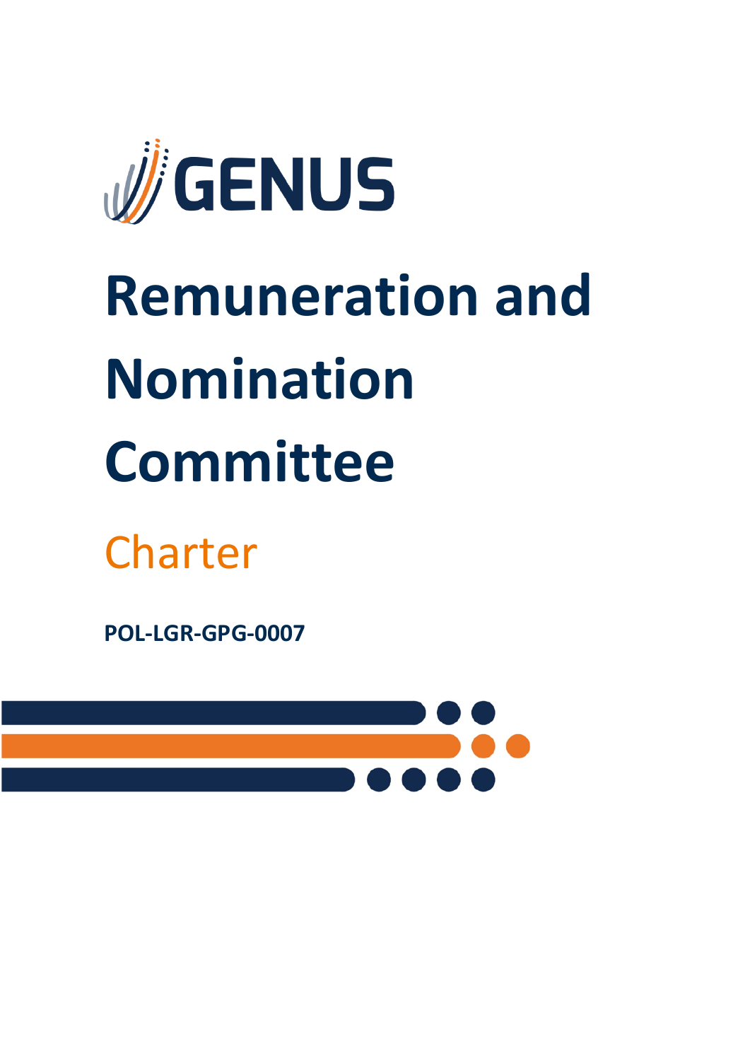GENUS

# Remuneration and Nomination Committee

## Charter

**POL-LGR-GPG-0007**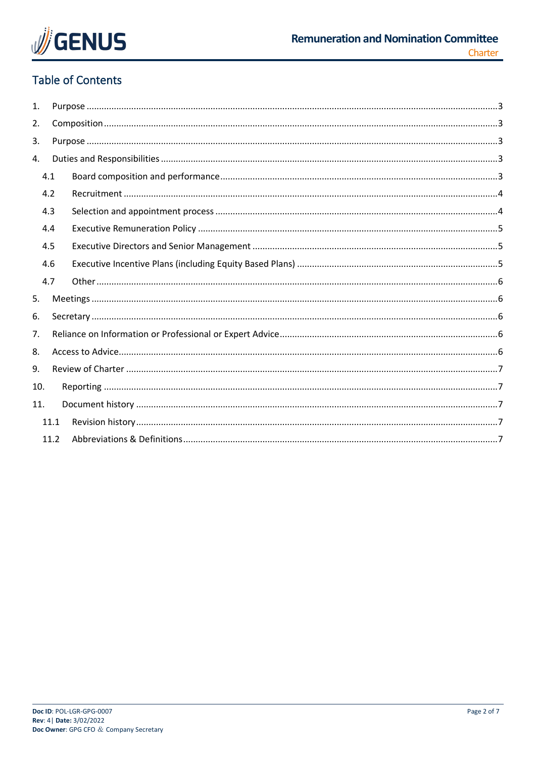## Table of Contents

1. Purpose ....................................................................................................................................3
2. Composition .............................................................................................................................3
3. Purpose ....................................................................................................................................3
4. Duties and Responsibilities ......................................................................................................3
   - 4.1 Board composition and performance ..............................................................................3
   - 4.2 Recruitment ....................................................................................................................4
   - 4.3 Selection and appointment process ................................................................................4
   - 4.4 Executive Remuneration Policy .......................................................................................5
   - 4.5 Executive Directors and Senior Management .................................................................5
   - 4.6 Executive Incentive Plans (including Equity Based Plans) ................................................5
   - 4.7 Other ...............................................................................................................................6
5. Meetings ...................................................................................................................................6
6. Secretary ..................................................................................................................................6
7. Reliance on Information or Professional or Expert Advice .......................................................6
8. Access to Advice .......................................................................................................................6
9. Review of Charter .....................................................................................................................7
10. Reporting ..................................................................................................................................7
11. Document history .....................................................................................................................7
    - 11.1 Revision history ...............................................................................................................7
    - 11.2 Abbreviations & Definitions .............................................................................................7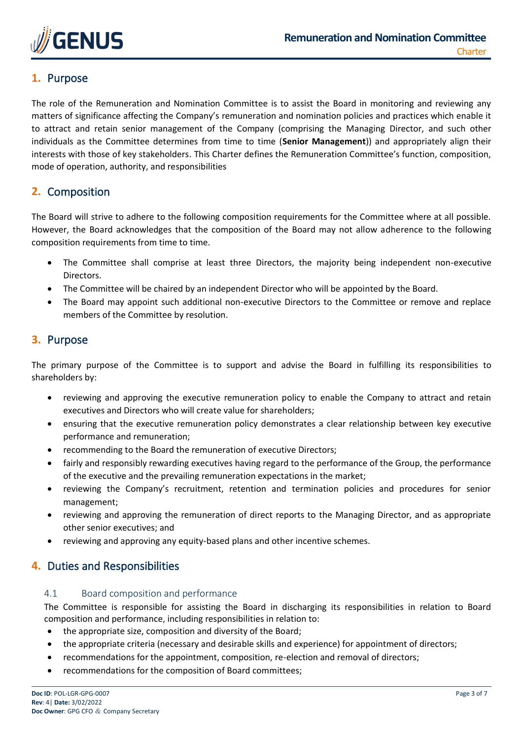## 1. Purpose

The role of the Remuneration and Nomination Committee is to assist the Board in monitoring and reviewing any matters of significance affecting the Company's remuneration and nomination policies and practices which enable it to attract and retain senior management of the Company (comprising the Managing Director, and such other individuals as the Committee determines from time to time (**Senior Management**)) and appropriately align their interests with those of key stakeholders. This Charter defines the Remuneration Committee's function, composition, mode of operation, authority, and responsibilities

## 2. Composition

The Board will strive to adhere to the following composition requirements for the Committee where at all possible. However, the Board acknowledges that the composition of the Board may not allow adherence to the following composition requirements from time to time.

- The Committee shall comprise at least three Directors, the majority being independent non-executive Directors.
- The Committee will be chaired by an independent Director who will be appointed by the Board.
- The Board may appoint such additional non-executive Directors to the Committee or remove and replace members of the Committee by resolution.

## 3. Purpose

The primary purpose of the Committee is to support and advise the Board in fulfilling its responsibilities to shareholders by:

- reviewing and approving the executive remuneration policy to enable the Company to attract and retain executives and Directors who will create value for shareholders;
- ensuring that the executive remuneration policy demonstrates a clear relationship between key executive performance and remuneration;
- recommending to the Board the remuneration of executive Directors;
- fairly and responsibly rewarding executives having regard to the performance of the Group, the performance of the executive and the prevailing remuneration expectations in the market;
- reviewing the Company's recruitment, retention and termination policies and procedures for senior management;
- reviewing and approving the remuneration of direct reports to the Managing Director, and as appropriate other senior executives; and
- reviewing and approving any equity-based plans and other incentive schemes.

## 4. Duties and Responsibilities

### 4.1 Board composition and performance

The Committee is responsible for assisting the Board in discharging its responsibilities in relation to Board composition and performance, including responsibilities in relation to:

- the appropriate size, composition and diversity of the Board;
- the appropriate criteria (necessary and desirable skills and experience) for appointment of directors;
- recommendations for the appointment, composition, re-election and removal of directors;
- recommendations for the composition of Board committees;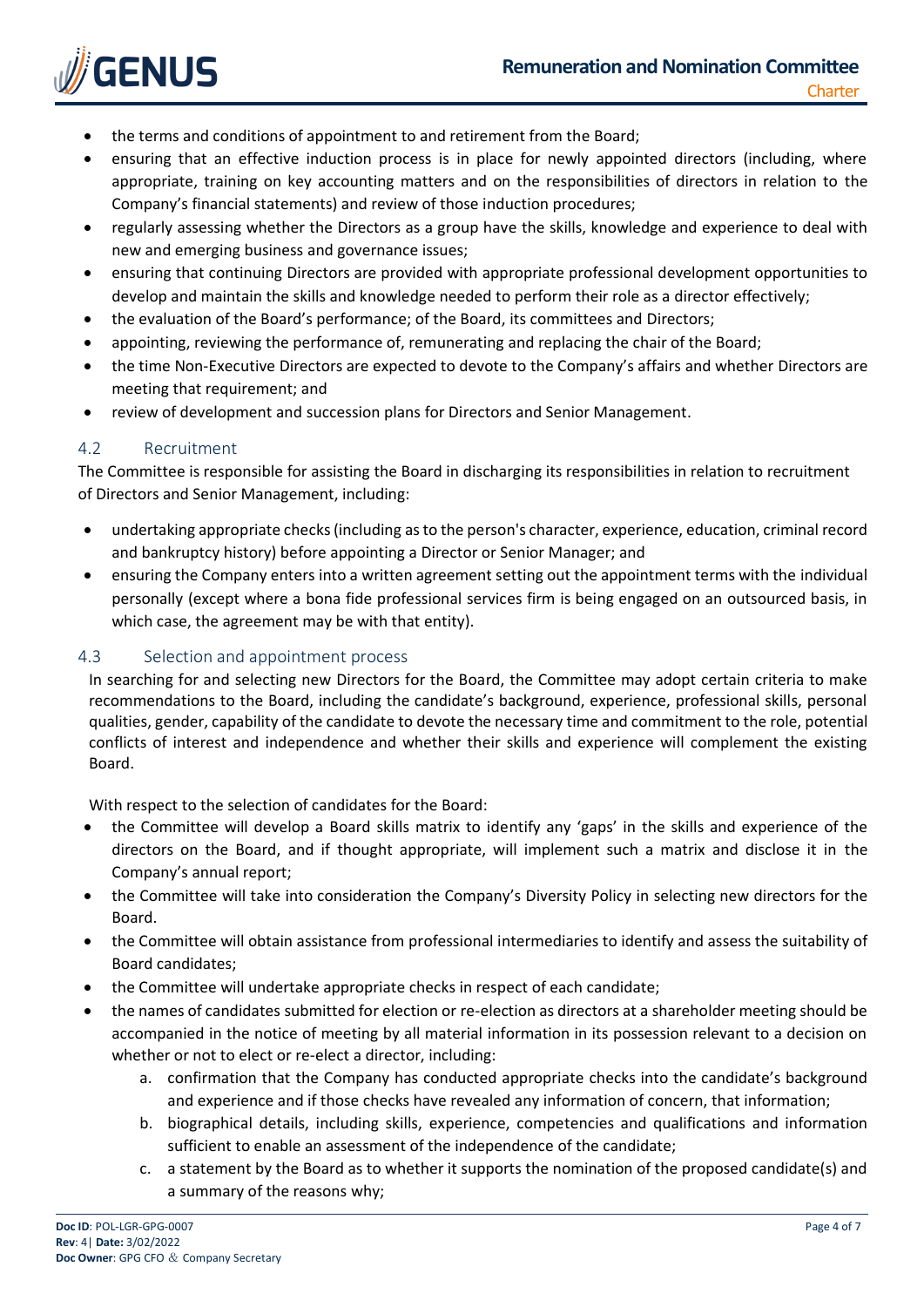- the terms and conditions of appointment to and retirement from the Board;
- ensuring that an effective induction process is in place for newly appointed directors (including, where appropriate, training on key accounting matters and on the responsibilities of directors in relation to the Company's financial statements) and review of those induction procedures;
- regularly assessing whether the Directors as a group have the skills, knowledge and experience to deal with new and emerging business and governance issues;
- ensuring that continuing Directors are provided with appropriate professional development opportunities to develop and maintain the skills and knowledge needed to perform their role as a director effectively;
- the evaluation of the Board's performance; of the Board, its committees and Directors;
- appointing, reviewing the performance of, remunerating and replacing the chair of the Board;
- the time Non-Executive Directors are expected to devote to the Company's affairs and whether Directors are meeting that requirement; and
- review of development and succession plans for Directors and Senior Management.

### 4.2 Recruitment

The Committee is responsible for assisting the Board in discharging its responsibilities in relation to recruitment of Directors and Senior Management, including:

- undertaking appropriate checks (including as to the person's character, experience, education, criminal record and bankruptcy history) before appointing a Director or Senior Manager; and
- ensuring the Company enters into a written agreement setting out the appointment terms with the individual personally (except where a bona fide professional services firm is being engaged on an outsourced basis, in which case, the agreement may be with that entity).

### 4.3 Selection and appointment process

In searching for and selecting new Directors for the Board, the Committee may adopt certain criteria to make recommendations to the Board, including the candidate's background, experience, professional skills, personal qualities, gender, capability of the candidate to devote the necessary time and commitment to the role, potential conflicts of interest and independence and whether their skills and experience will complement the existing Board.

With respect to the selection of candidates for the Board:

- the Committee will develop a Board skills matrix to identify any 'gaps' in the skills and experience of the directors on the Board, and if thought appropriate, will implement such a matrix and disclose it in the Company's annual report;
- the Committee will take into consideration the Company's Diversity Policy in selecting new directors for the Board.
- the Committee will obtain assistance from professional intermediaries to identify and assess the suitability of Board candidates;
- the Committee will undertake appropriate checks in respect of each candidate;
- the names of candidates submitted for election or re-election as directors at a shareholder meeting should be accompanied in the notice of meeting by all material information in its possession relevant to a decision on whether or not to elect or re-elect a director, including:
  a. confirmation that the Company has conducted appropriate checks into the candidate's background and experience and if those checks have revealed any information of concern, that information;
  b. biographical details, including skills, experience, competencies and qualifications and information sufficient to enable an assessment of the independence of the candidate;
  c. a statement by the Board as to whether it supports the nomination of the proposed candidate(s) and a summary of the reasons why;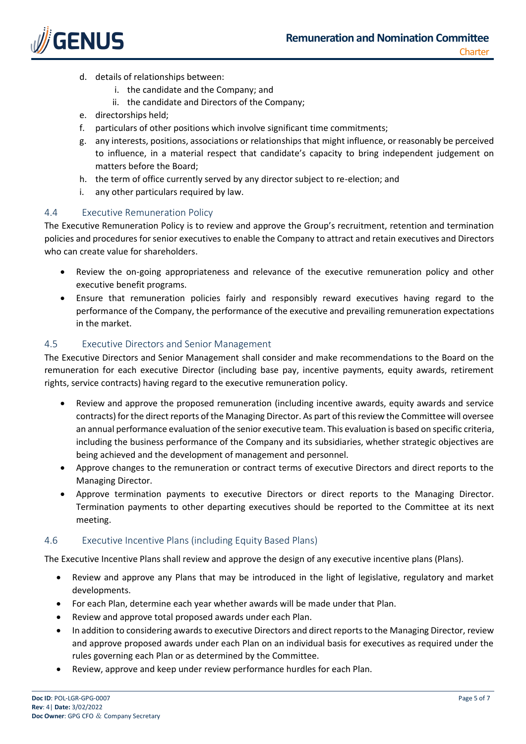d. details of relationships between:
    i. the candidate and the Company; and
    ii. the candidate and Directors of the Company;
e. directorships held;
f. particulars of other positions which involve significant time commitments;
g. any interests, positions, associations or relationships that might influence, or reasonably be perceived to influence, in a material respect that candidate's capacity to bring independent judgement on matters before the Board;
h. the term of office currently served by any director subject to re-election; and
i. any other particulars required by law.

### 4.4 Executive Remuneration Policy

The Executive Remuneration Policy is to review and approve the Group's recruitment, retention and termination policies and procedures for senior executives to enable the Company to attract and retain executives and Directors who can create value for shareholders.

- Review the on-going appropriateness and relevance of the executive remuneration policy and other executive benefit programs.
- Ensure that remuneration policies fairly and responsibly reward executives having regard to the performance of the Company, the performance of the executive and prevailing remuneration expectations in the market.

### 4.5 Executive Directors and Senior Management

The Executive Directors and Senior Management shall consider and make recommendations to the Board on the remuneration for each executive Director (including base pay, incentive payments, equity awards, retirement rights, service contracts) having regard to the executive remuneration policy.

- Review and approve the proposed remuneration (including incentive awards, equity awards and service contracts) for the direct reports of the Managing Director. As part of this review the Committee will oversee an annual performance evaluation of the senior executive team. This evaluation is based on specific criteria, including the business performance of the Company and its subsidiaries, whether strategic objectives are being achieved and the development of management and personnel.
- Approve changes to the remuneration or contract terms of executive Directors and direct reports to the Managing Director.
- Approve termination payments to executive Directors or direct reports to the Managing Director. Termination payments to other departing executives should be reported to the Committee at its next meeting.

### 4.6 Executive Incentive Plans (including Equity Based Plans)

The Executive Incentive Plans shall review and approve the design of any executive incentive plans (Plans).

- Review and approve any Plans that may be introduced in the light of legislative, regulatory and market developments.
- For each Plan, determine each year whether awards will be made under that Plan.
- Review and approve total proposed awards under each Plan.
- In addition to considering awards to executive Directors and direct reports to the Managing Director, review and approve proposed awards under each Plan on an individual basis for executives as required under the rules governing each Plan or as determined by the Committee.
- Review, approve and keep under review performance hurdles for each Plan.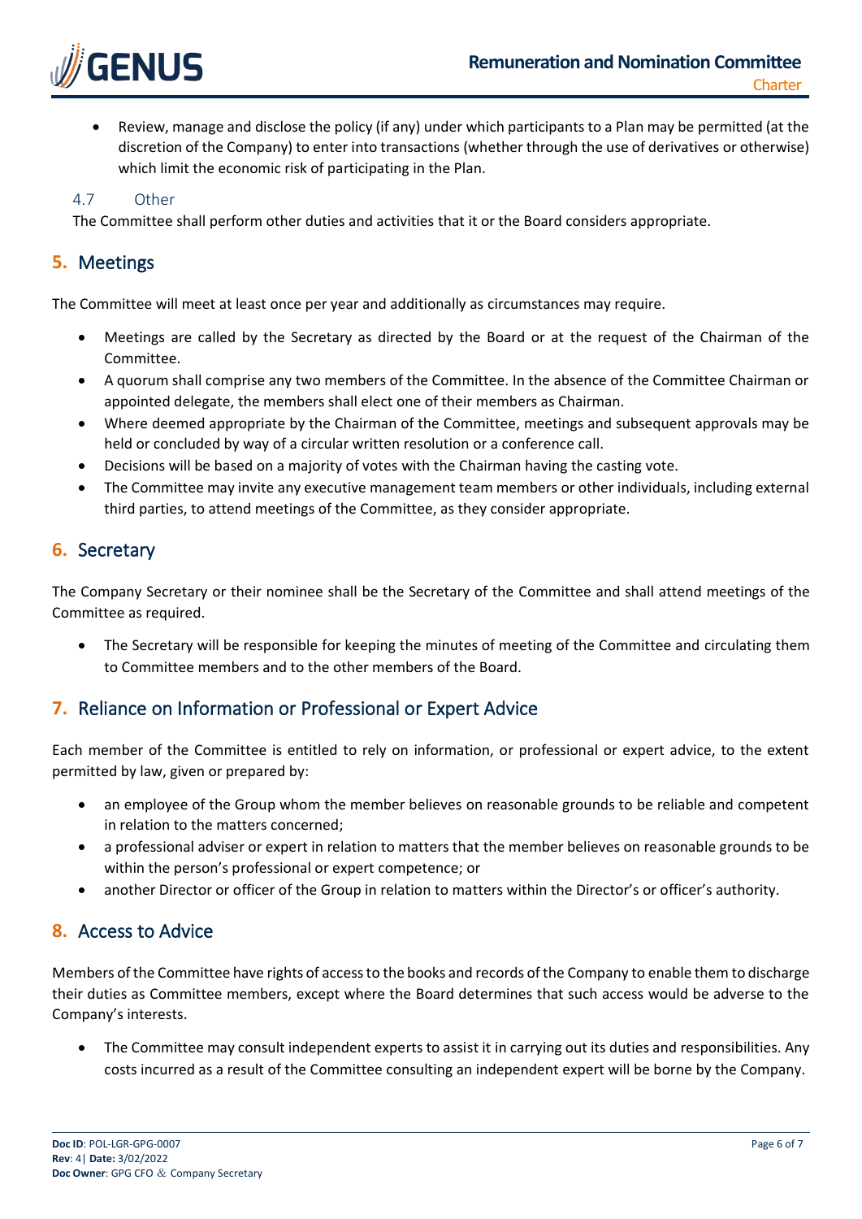- Review, manage and disclose the policy (if any) under which participants to a Plan may be permitted (at the discretion of the Company) to enter into transactions (whether through the use of derivatives or otherwise) which limit the economic risk of participating in the Plan.

### 4.7 Other

The Committee shall perform other duties and activities that it or the Board considers appropriate.

## 5. Meetings

The Committee will meet at least once per year and additionally as circumstances may require.

- Meetings are called by the Secretary as directed by the Board or at the request of the Chairman of the Committee.
- A quorum shall comprise any two members of the Committee. In the absence of the Committee Chairman or appointed delegate, the members shall elect one of their members as Chairman.
- Where deemed appropriate by the Chairman of the Committee, meetings and subsequent approvals may be held or concluded by way of a circular written resolution or a conference call.
- Decisions will be based on a majority of votes with the Chairman having the casting vote.
- The Committee may invite any executive management team members or other individuals, including external third parties, to attend meetings of the Committee, as they consider appropriate.

## 6. Secretary

The Company Secretary or their nominee shall be the Secretary of the Committee and shall attend meetings of the Committee as required.

- The Secretary will be responsible for keeping the minutes of meeting of the Committee and circulating them to Committee members and to the other members of the Board.

## 7. Reliance on Information or Professional or Expert Advice

Each member of the Committee is entitled to rely on information, or professional or expert advice, to the extent permitted by law, given or prepared by:

- an employee of the Group whom the member believes on reasonable grounds to be reliable and competent in relation to the matters concerned;
- a professional adviser or expert in relation to matters that the member believes on reasonable grounds to be within the person's professional or expert competence; or
- another Director or officer of the Group in relation to matters within the Director's or officer's authority.

## 8. Access to Advice

Members of the Committee have rights of access to the books and records of the Company to enable them to discharge their duties as Committee members, except where the Board determines that such access would be adverse to the Company's interests.

- The Committee may consult independent experts to assist it in carrying out its duties and responsibilities. Any costs incurred as a result of the Committee consulting an independent expert will be borne by the Company.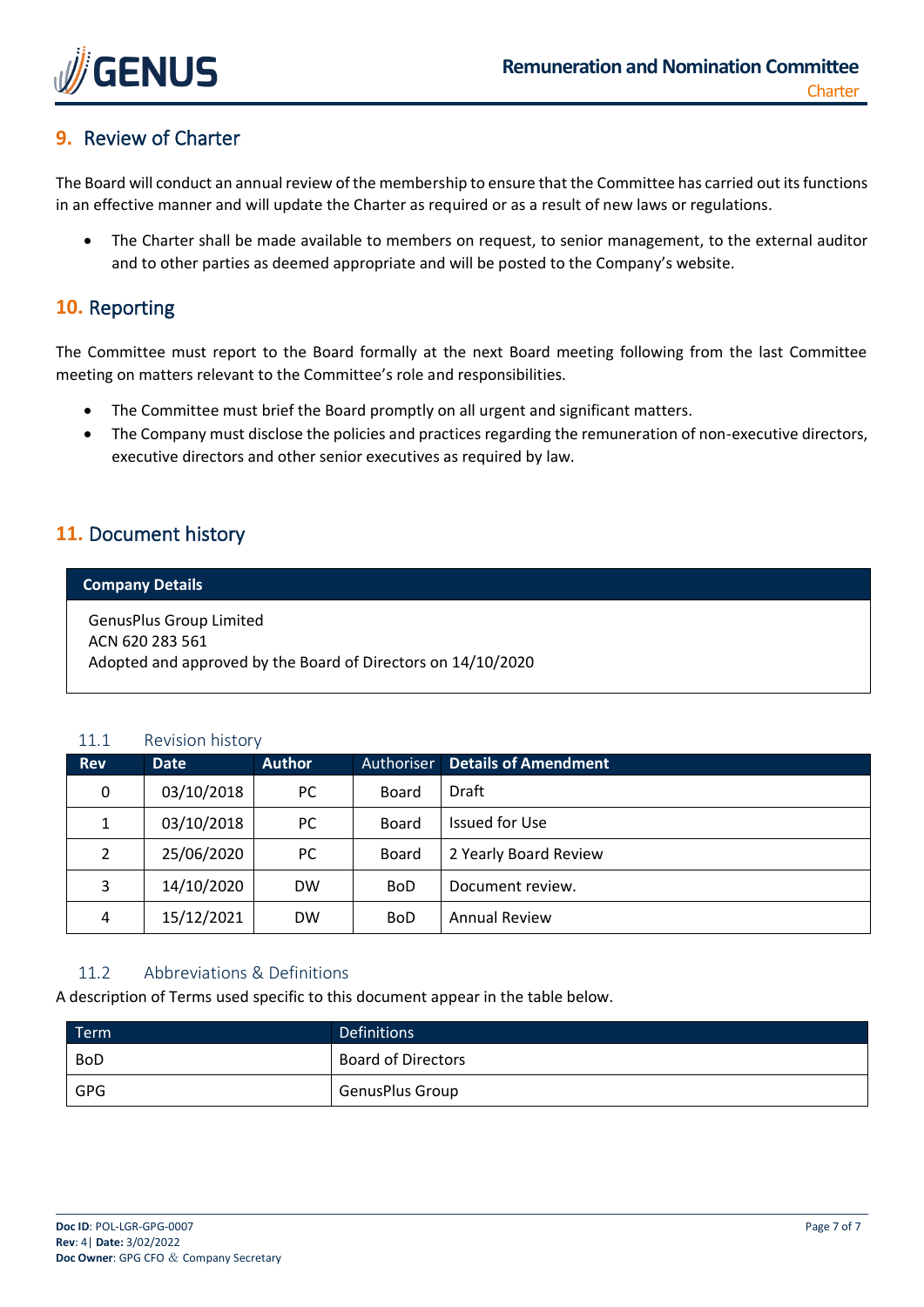## 9. Review of Charter

The Board will conduct an annual review of the membership to ensure that the Committee has carried out its functions in an effective manner and will update the Charter as required or as a result of new laws or regulations.

- The Charter shall be made available to members on request, to senior management, to the external auditor and to other parties as deemed appropriate and will be posted to the Company's website.

## 10. Reporting

The Committee must report to the Board formally at the next Board meeting following from the last Committee meeting on matters relevant to the Committee's role and responsibilities.

- The Committee must brief the Board promptly on all urgent and significant matters.
- The Company must disclose the policies and practices regarding the remuneration of non-executive directors, executive directors and other senior executives as required by law.

## 11. Document history

| Company Details |
|---|
| GenusPlus Group Limited<br>ACN 620 283 561<br>Adopted and approved by the Board of Directors on 14/10/2020 |

### 11.1 Revision history

| Rev | Date | Author | Authoriser | Details of Amendment |
|---|---|---|---|---|
| 0 | 03/10/2018 | PC | Board | Draft |
| 1 | 03/10/2018 | PC | Board | Issued for Use |
| 2 | 25/06/2020 | PC | Board | 2 Yearly Board Review |
| 3 | 14/10/2020 | DW | BoD | Document review. |
| 4 | 15/12/2021 | DW | BoD | Annual Review |

### 11.2 Abbreviations & Definitions

A description of Terms used specific to this document appear in the table below.

| Term | Definitions |
|---|---|
| BoD | Board of Directors |
| GPG | GenusPlus Group |